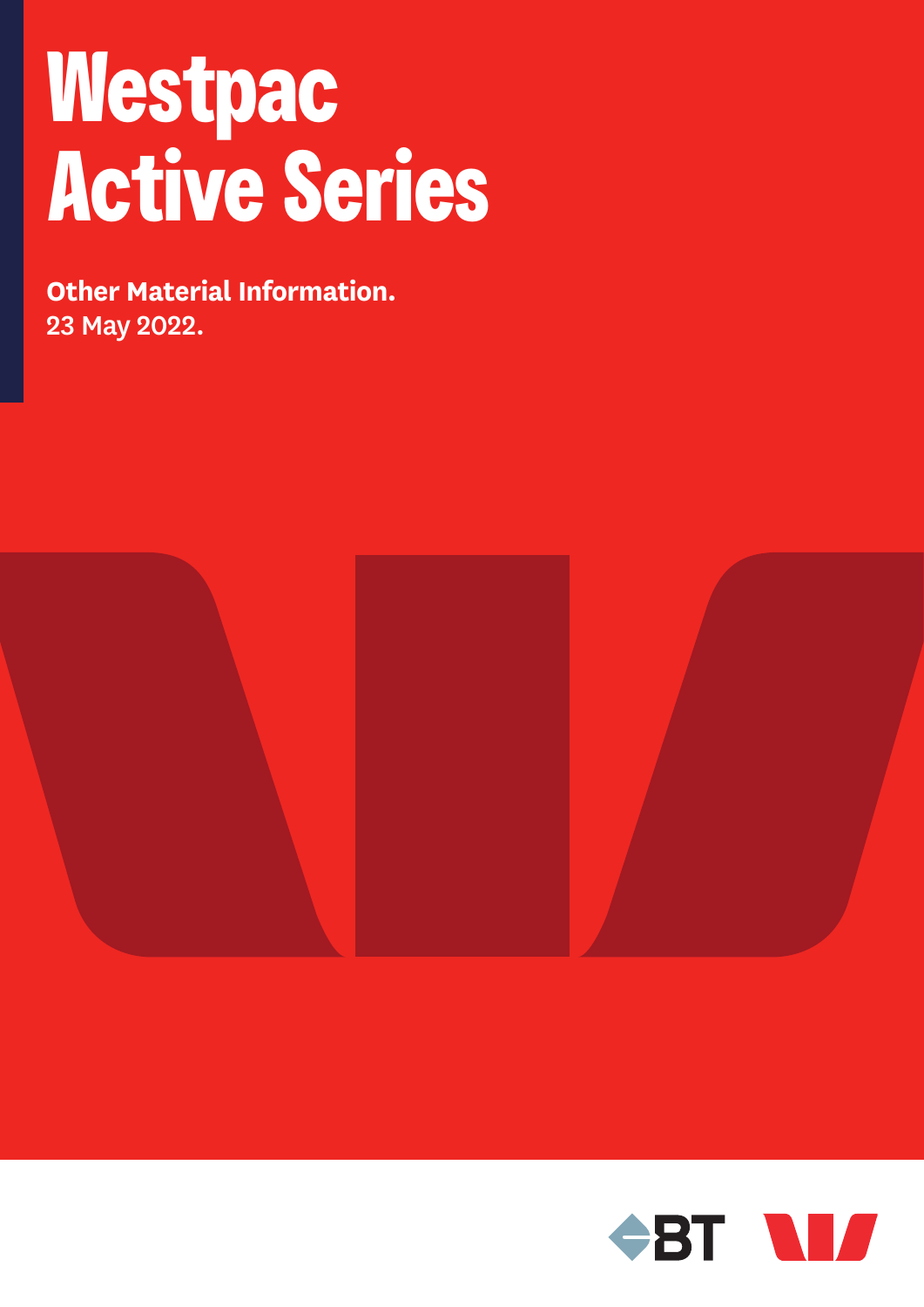# Westpac Active Series

**Other Material Information.**
23 May 2022.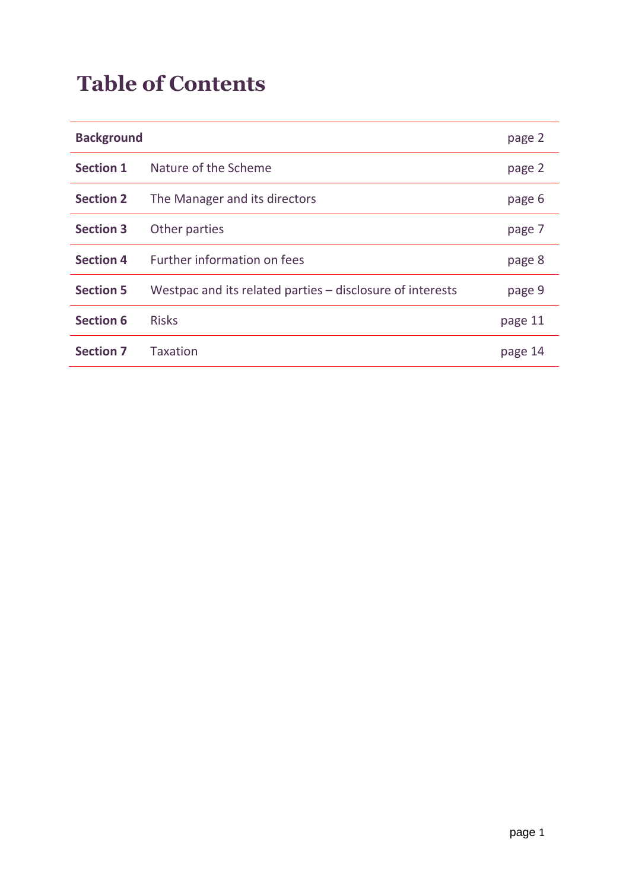# Table of Contents

| | | |
|---|---|---|
| **Background** | | page 2 |
| **Section 1** | Nature of the Scheme | page 2 |
| **Section 2** | The Manager and its directors | page 6 |
| **Section 3** | Other parties | page 7 |
| **Section 4** | Further information on fees | page 8 |
| **Section 5** | Westpac and its related parties – disclosure of interests | page 9 |
| **Section 6** | Risks | page 11 |
| **Section 7** | Taxation | page 14 |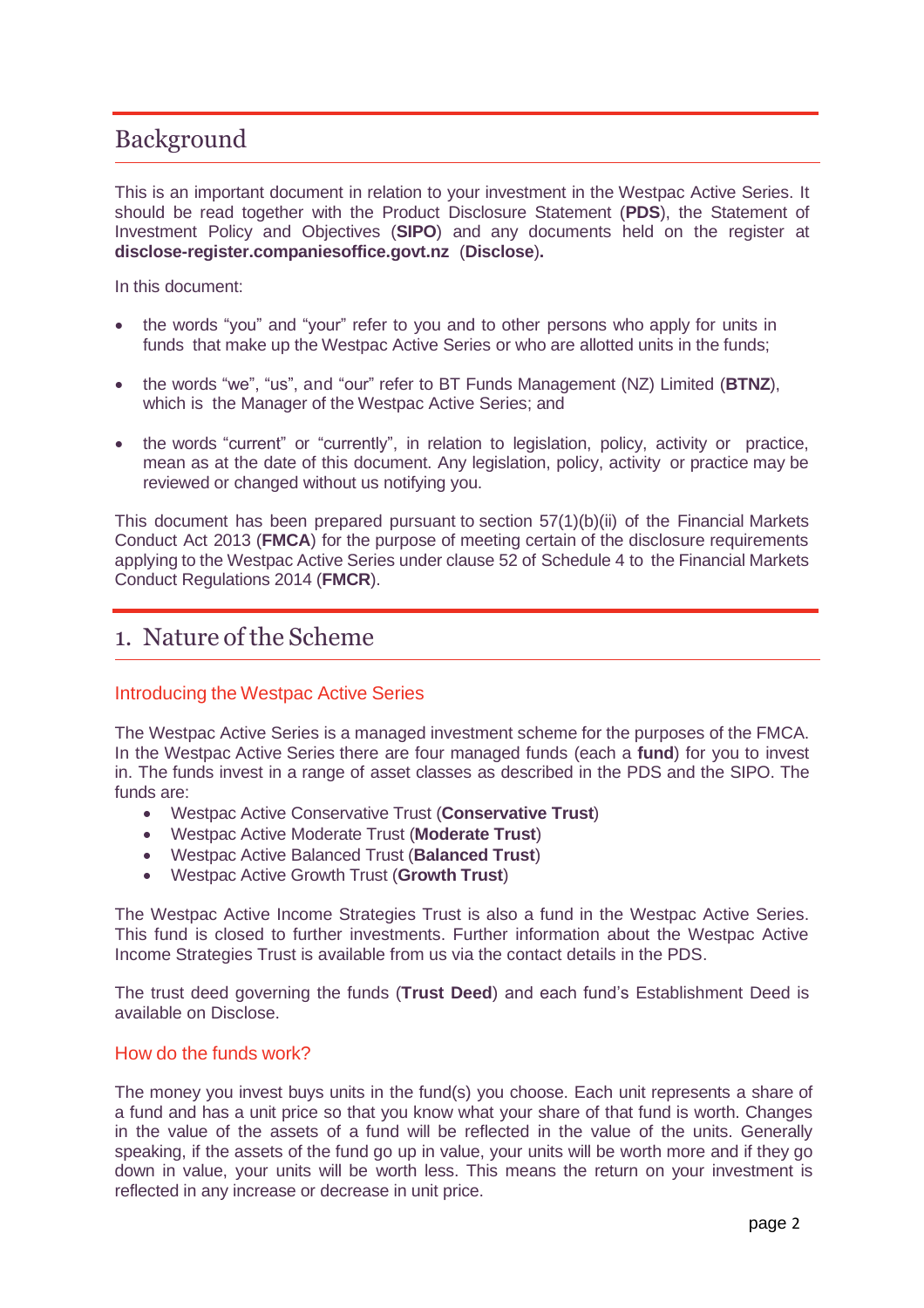# Background

This is an important document in relation to your investment in the Westpac Active Series. It should be read together with the Product Disclosure Statement (**PDS**), the Statement of Investment Policy and Objectives (**SIPO**) and any documents held on the register at **disclose-register.companiesoffice.govt.nz** (**Disclose**).

In this document:

- the words "you" and "your" refer to you and to other persons who apply for units in funds that make up the Westpac Active Series or who are allotted units in the funds;
- the words "we", "us", and "our" refer to BT Funds Management (NZ) Limited (**BTNZ**), which is the Manager of the Westpac Active Series; and
- the words "current" or "currently", in relation to legislation, policy, activity or practice, mean as at the date of this document. Any legislation, policy, activity or practice may be reviewed or changed without us notifying you.

This document has been prepared pursuant to section 57(1)(b)(ii) of the Financial Markets Conduct Act 2013 (**FMCA**) for the purpose of meeting certain of the disclosure requirements applying to the Westpac Active Series under clause 52 of Schedule 4 to the Financial Markets Conduct Regulations 2014 (**FMCR**).

# 1. Nature of the Scheme

## Introducing the Westpac Active Series

The Westpac Active Series is a managed investment scheme for the purposes of the FMCA. In the Westpac Active Series there are four managed funds (each a **fund**) for you to invest in. The funds invest in a range of asset classes as described in the PDS and the SIPO. The funds are:

- Westpac Active Conservative Trust (**Conservative Trust**)
- Westpac Active Moderate Trust (**Moderate Trust**)
- Westpac Active Balanced Trust (**Balanced Trust**)
- Westpac Active Growth Trust (**Growth Trust**)

The Westpac Active Income Strategies Trust is also a fund in the Westpac Active Series. This fund is closed to further investments. Further information about the Westpac Active Income Strategies Trust is available from us via the contact details in the PDS.

The trust deed governing the funds (**Trust Deed**) and each fund's Establishment Deed is available on Disclose.

## How do the funds work?

The money you invest buys units in the fund(s) you choose. Each unit represents a share of a fund and has a unit price so that you know what your share of that fund is worth. Changes in the value of the assets of a fund will be reflected in the value of the units. Generally speaking, if the assets of the fund go up in value, your units will be worth more and if they go down in value, your units will be worth less. This means the return on your investment is reflected in any increase or decrease in unit price.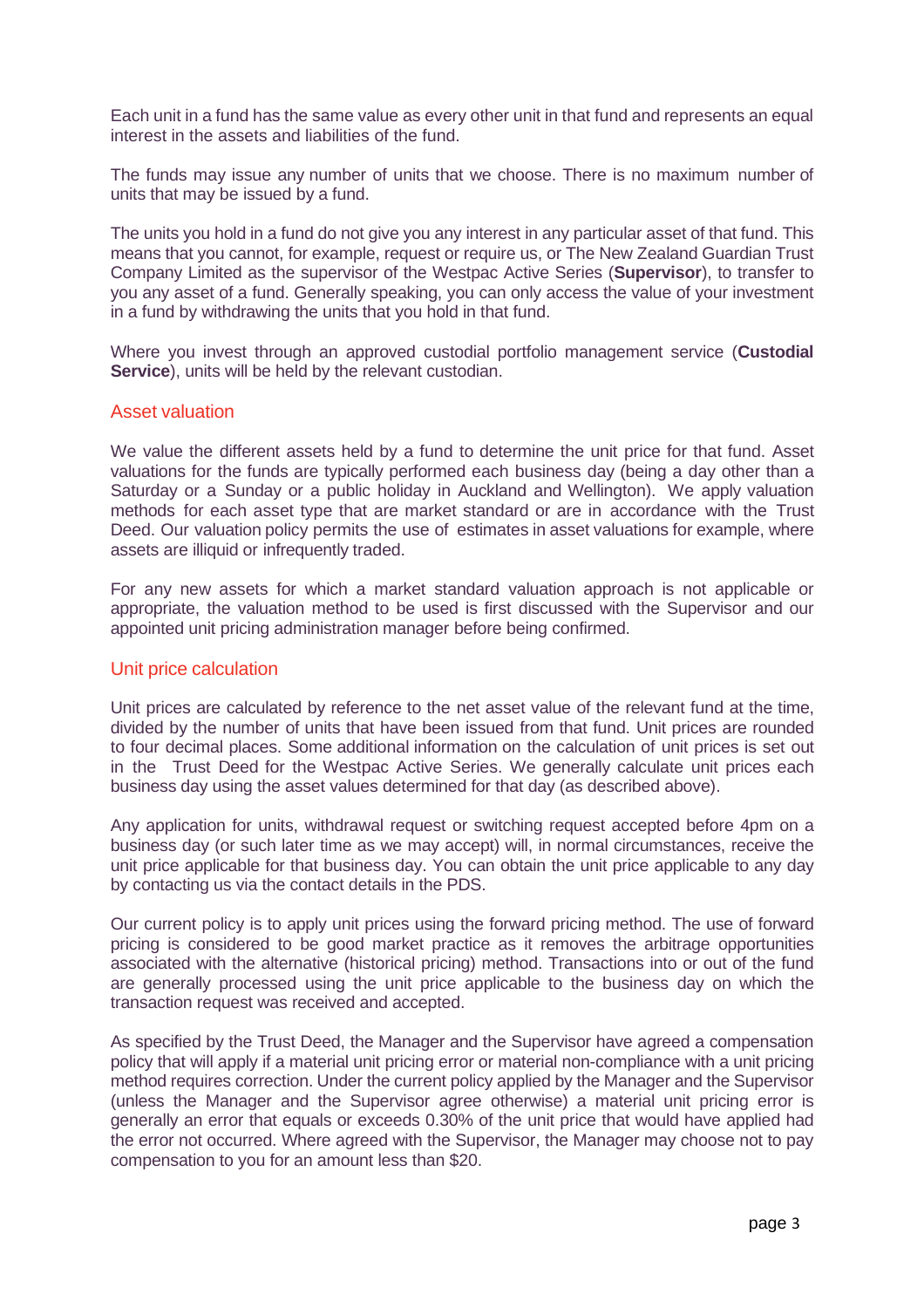Each unit in a fund has the same value as every other unit in that fund and represents an equal interest in the assets and liabilities of the fund.

The funds may issue any number of units that we choose. There is no maximum number of units that may be issued by a fund.

The units you hold in a fund do not give you any interest in any particular asset of that fund. This means that you cannot, for example, request or require us, or The New Zealand Guardian Trust Company Limited as the supervisor of the Westpac Active Series (**Supervisor**), to transfer to you any asset of a fund. Generally speaking, you can only access the value of your investment in a fund by withdrawing the units that you hold in that fund.

Where you invest through an approved custodial portfolio management service (**Custodial Service**), units will be held by the relevant custodian.

## Asset valuation

We value the different assets held by a fund to determine the unit price for that fund. Asset valuations for the funds are typically performed each business day (being a day other than a Saturday or a Sunday or a public holiday in Auckland and Wellington). We apply valuation methods for each asset type that are market standard or are in accordance with the Trust Deed. Our valuation policy permits the use of estimates in asset valuations for example, where assets are illiquid or infrequently traded.

For any new assets for which a market standard valuation approach is not applicable or appropriate, the valuation method to be used is first discussed with the Supervisor and our appointed unit pricing administration manager before being confirmed.

## Unit price calculation

Unit prices are calculated by reference to the net asset value of the relevant fund at the time, divided by the number of units that have been issued from that fund. Unit prices are rounded to four decimal places. Some additional information on the calculation of unit prices is set out in the Trust Deed for the Westpac Active Series. We generally calculate unit prices each business day using the asset values determined for that day (as described above).

Any application for units, withdrawal request or switching request accepted before 4pm on a business day (or such later time as we may accept) will, in normal circumstances, receive the unit price applicable for that business day. You can obtain the unit price applicable to any day by contacting us via the contact details in the PDS.

Our current policy is to apply unit prices using the forward pricing method. The use of forward pricing is considered to be good market practice as it removes the arbitrage opportunities associated with the alternative (historical pricing) method. Transactions into or out of the fund are generally processed using the unit price applicable to the business day on which the transaction request was received and accepted.

As specified by the Trust Deed, the Manager and the Supervisor have agreed a compensation policy that will apply if a material unit pricing error or material non-compliance with a unit pricing method requires correction. Under the current policy applied by the Manager and the Supervisor (unless the Manager and the Supervisor agree otherwise) a material unit pricing error is generally an error that equals or exceeds 0.30% of the unit price that would have applied had the error not occurred. Where agreed with the Supervisor, the Manager may choose not to pay compensation to you for an amount less than $20.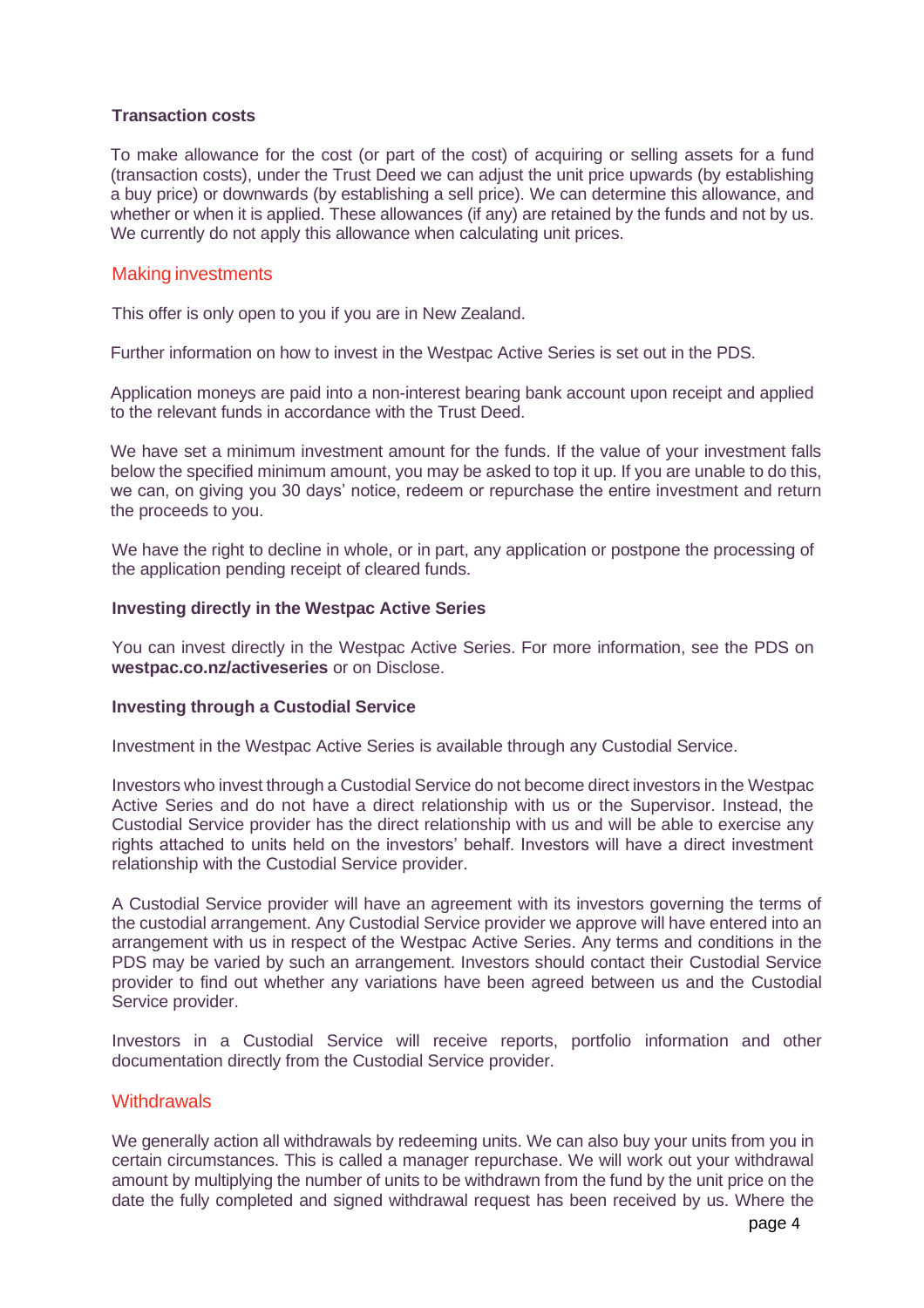### Transaction costs

To make allowance for the cost (or part of the cost) of acquiring or selling assets for a fund (transaction costs), under the Trust Deed we can adjust the unit price upwards (by establishing a buy price) or downwards (by establishing a sell price). We can determine this allowance, and whether or when it is applied. These allowances (if any) are retained by the funds and not by us. We currently do not apply this allowance when calculating unit prices.

## Making investments

This offer is only open to you if you are in New Zealand.

Further information on how to invest in the Westpac Active Series is set out in the PDS.

Application moneys are paid into a non-interest bearing bank account upon receipt and applied to the relevant funds in accordance with the Trust Deed.

We have set a minimum investment amount for the funds. If the value of your investment falls below the specified minimum amount, you may be asked to top it up. If you are unable to do this, we can, on giving you 30 days' notice, redeem or repurchase the entire investment and return the proceeds to you.

We have the right to decline in whole, or in part, any application or postpone the processing of the application pending receipt of cleared funds.

### Investing directly in the Westpac Active Series

You can invest directly in the Westpac Active Series. For more information, see the PDS on **westpac.co.nz/activeseries** or on Disclose.

### Investing through a Custodial Service

Investment in the Westpac Active Series is available through any Custodial Service.

Investors who invest through a Custodial Service do not become direct investors in the Westpac Active Series and do not have a direct relationship with us or the Supervisor. Instead, the Custodial Service provider has the direct relationship with us and will be able to exercise any rights attached to units held on the investors' behalf. Investors will have a direct investment relationship with the Custodial Service provider.

A Custodial Service provider will have an agreement with its investors governing the terms of the custodial arrangement. Any Custodial Service provider we approve will have entered into an arrangement with us in respect of the Westpac Active Series. Any terms and conditions in the PDS may be varied by such an arrangement. Investors should contact their Custodial Service provider to find out whether any variations have been agreed between us and the Custodial Service provider.

Investors in a Custodial Service will receive reports, portfolio information and other documentation directly from the Custodial Service provider.

## Withdrawals

We generally action all withdrawals by redeeming units. We can also buy your units from you in certain circumstances. This is called a manager repurchase. We will work out your withdrawal amount by multiplying the number of units to be withdrawn from the fund by the unit price on the date the fully completed and signed withdrawal request has been received by us. Where the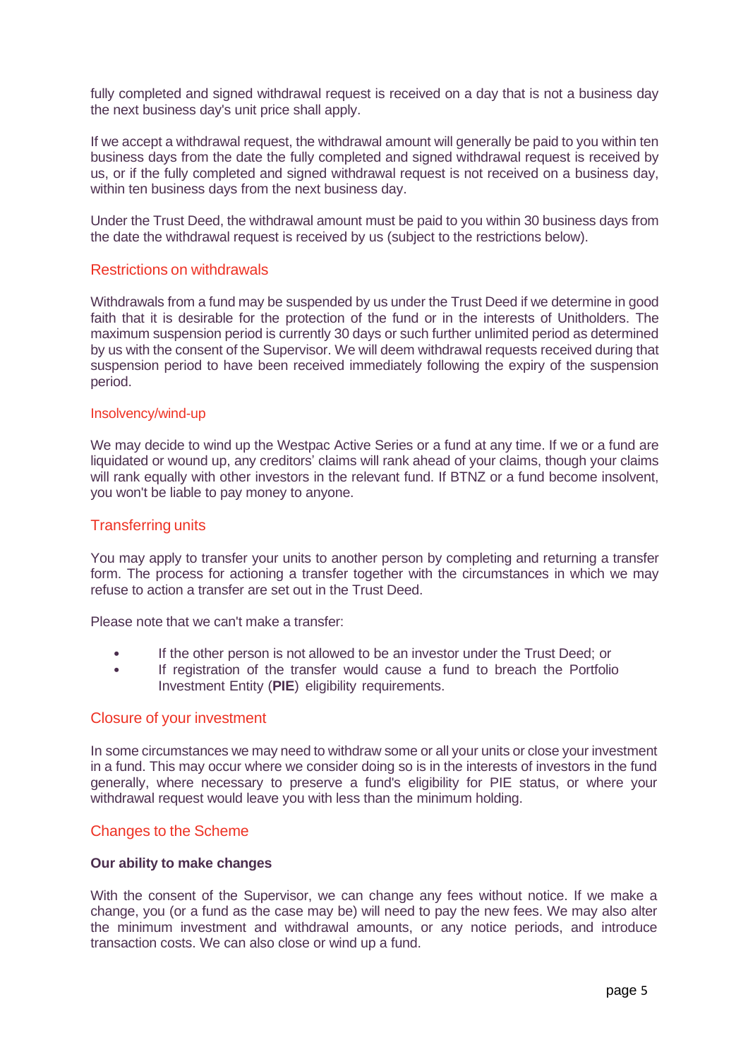fully completed and signed withdrawal request is received on a day that is not a business day the next business day's unit price shall apply.

If we accept a withdrawal request, the withdrawal amount will generally be paid to you within ten business days from the date the fully completed and signed withdrawal request is received by us, or if the fully completed and signed withdrawal request is not received on a business day, within ten business days from the next business day.

Under the Trust Deed, the withdrawal amount must be paid to you within 30 business days from the date the withdrawal request is received by us (subject to the restrictions below).

## Restrictions on withdrawals

Withdrawals from a fund may be suspended by us under the Trust Deed if we determine in good faith that it is desirable for the protection of the fund or in the interests of Unitholders. The maximum suspension period is currently 30 days or such further unlimited period as determined by us with the consent of the Supervisor. We will deem withdrawal requests received during that suspension period to have been received immediately following the expiry of the suspension period.

### Insolvency/wind-up

We may decide to wind up the Westpac Active Series or a fund at any time. If we or a fund are liquidated or wound up, any creditors' claims will rank ahead of your claims, though your claims will rank equally with other investors in the relevant fund. If BTNZ or a fund become insolvent, you won't be liable to pay money to anyone.

## Transferring units

You may apply to transfer your units to another person by completing and returning a transfer form. The process for actioning a transfer together with the circumstances in which we may refuse to action a transfer are set out in the Trust Deed.

Please note that we can't make a transfer:

- If the other person is not allowed to be an investor under the Trust Deed; or
- If registration of the transfer would cause a fund to breach the Portfolio Investment Entity (**PIE**) eligibility requirements.

## Closure of your investment

In some circumstances we may need to withdraw some or all your units or close your investment in a fund. This may occur where we consider doing so is in the interests of investors in the fund generally, where necessary to preserve a fund's eligibility for PIE status, or where your withdrawal request would leave you with less than the minimum holding.

## Changes to the Scheme

**Our ability to make changes**

With the consent of the Supervisor, we can change any fees without notice. If we make a change, you (or a fund as the case may be) will need to pay the new fees. We may also alter the minimum investment and withdrawal amounts, or any notice periods, and introduce transaction costs. We can also close or wind up a fund.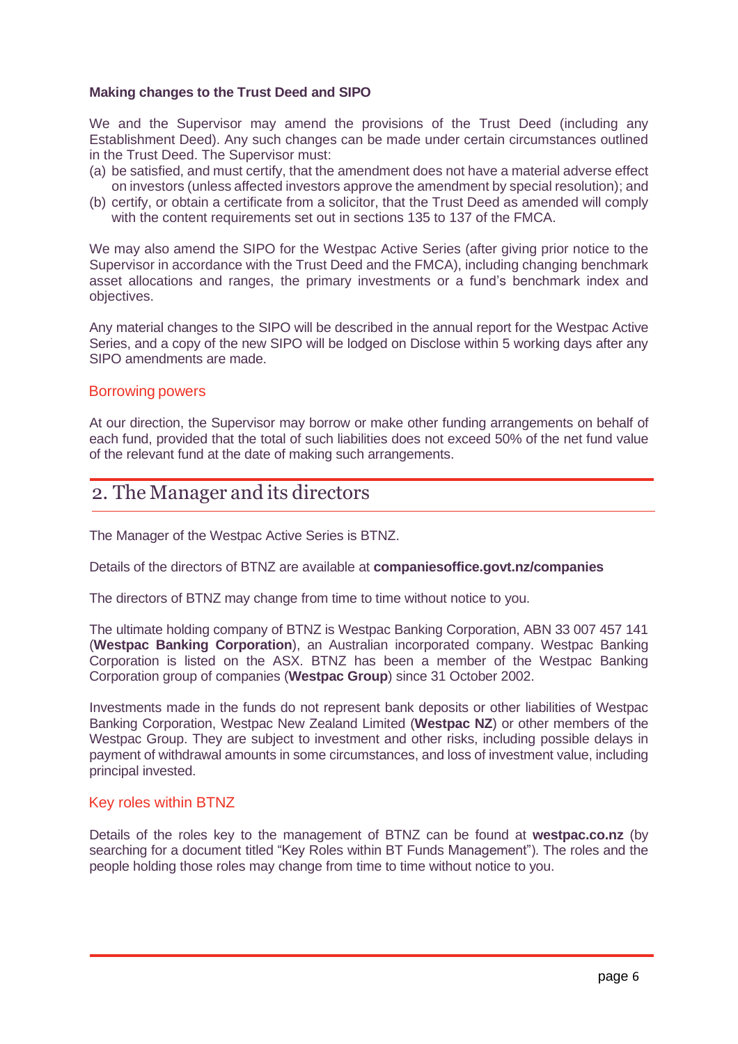### Making changes to the Trust Deed and SIPO

We and the Supervisor may amend the provisions of the Trust Deed (including any Establishment Deed). Any such changes can be made under certain circumstances outlined in the Trust Deed. The Supervisor must:

(a) be satisfied, and must certify, that the amendment does not have a material adverse effect on investors (unless affected investors approve the amendment by special resolution); and

(b) certify, or obtain a certificate from a solicitor, that the Trust Deed as amended will comply with the content requirements set out in sections 135 to 137 of the FMCA.

We may also amend the SIPO for the Westpac Active Series (after giving prior notice to the Supervisor in accordance with the Trust Deed and the FMCA), including changing benchmark asset allocations and ranges, the primary investments or a fund's benchmark index and objectives.

Any material changes to the SIPO will be described in the annual report for the Westpac Active Series, and a copy of the new SIPO will be lodged on Disclose within 5 working days after any SIPO amendments are made.

### Borrowing powers

At our direction, the Supervisor may borrow or make other funding arrangements on behalf of each fund, provided that the total of such liabilities does not exceed 50% of the net fund value of the relevant fund at the date of making such arrangements.

## 2. The Manager and its directors

The Manager of the Westpac Active Series is BTNZ.

Details of the directors of BTNZ are available at **companiesoffice.govt.nz/companies**

The directors of BTNZ may change from time to time without notice to you.

The ultimate holding company of BTNZ is Westpac Banking Corporation, ABN 33 007 457 141 (**Westpac Banking Corporation**), an Australian incorporated company. Westpac Banking Corporation is listed on the ASX. BTNZ has been a member of the Westpac Banking Corporation group of companies (**Westpac Group**) since 31 October 2002.

Investments made in the funds do not represent bank deposits or other liabilities of Westpac Banking Corporation, Westpac New Zealand Limited (**Westpac NZ**) or other members of the Westpac Group. They are subject to investment and other risks, including possible delays in payment of withdrawal amounts in some circumstances, and loss of investment value, including principal invested.

### Key roles within BTNZ

Details of the roles key to the management of BTNZ can be found at **westpac.co.nz** (by searching for a document titled "Key Roles within BT Funds Management"). The roles and the people holding those roles may change from time to time without notice to you.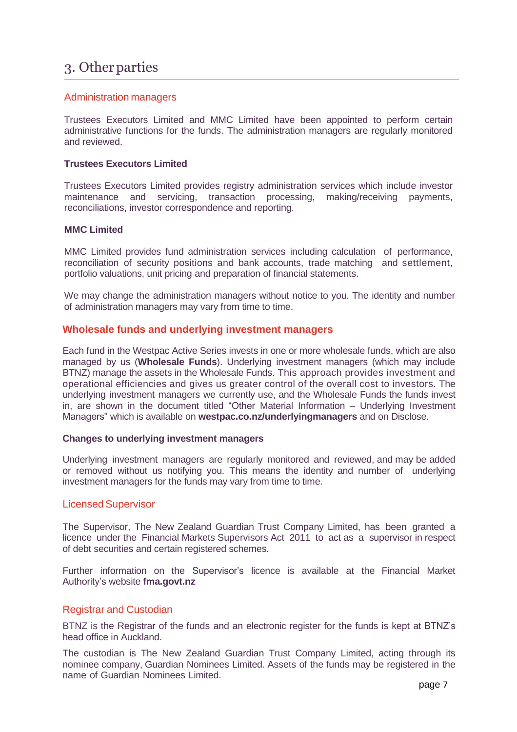# 3. Other parties

## Administration managers

Trustees Executors Limited and MMC Limited have been appointed to perform certain administrative functions for the funds. The administration managers are regularly monitored and reviewed.

**Trustees Executors Limited**

Trustees Executors Limited provides registry administration services which include investor maintenance and servicing, transaction processing, making/receiving payments, reconciliations, investor correspondence and reporting.

**MMC Limited**

MMC Limited provides fund administration services including calculation of performance, reconciliation of security positions and bank accounts, trade matching and settlement, portfolio valuations, unit pricing and preparation of financial statements.

We may change the administration managers without notice to you. The identity and number of administration managers may vary from time to time.

## Wholesale funds and underlying investment managers

Each fund in the Westpac Active Series invests in one or more wholesale funds, which are also managed by us (**Wholesale Funds**). Underlying investment managers (which may include BTNZ) manage the assets in the Wholesale Funds. This approach provides investment and operational efficiencies and gives us greater control of the overall cost to investors. The underlying investment managers we currently use, and the Wholesale Funds the funds invest in, are shown in the document titled "Other Material Information – Underlying Investment Managers" which is available on **westpac.co.nz/underlyingmanagers** and on Disclose.

**Changes to underlying investment managers**

Underlying investment managers are regularly monitored and reviewed, and may be added or removed without us notifying you. This means the identity and number of underlying investment managers for the funds may vary from time to time.

## Licensed Supervisor

The Supervisor, The New Zealand Guardian Trust Company Limited, has been granted a licence under the Financial Markets Supervisors Act 2011 to act as a supervisor in respect of debt securities and certain registered schemes.

Further information on the Supervisor's licence is available at the Financial Market Authority's website **fma.govt.nz**

## Registrar and Custodian

BTNZ is the Registrar of the funds and an electronic register for the funds is kept at BTNZ's head office in Auckland.

The custodian is The New Zealand Guardian Trust Company Limited, acting through its nominee company, Guardian Nominees Limited. Assets of the funds may be registered in the name of Guardian Nominees Limited.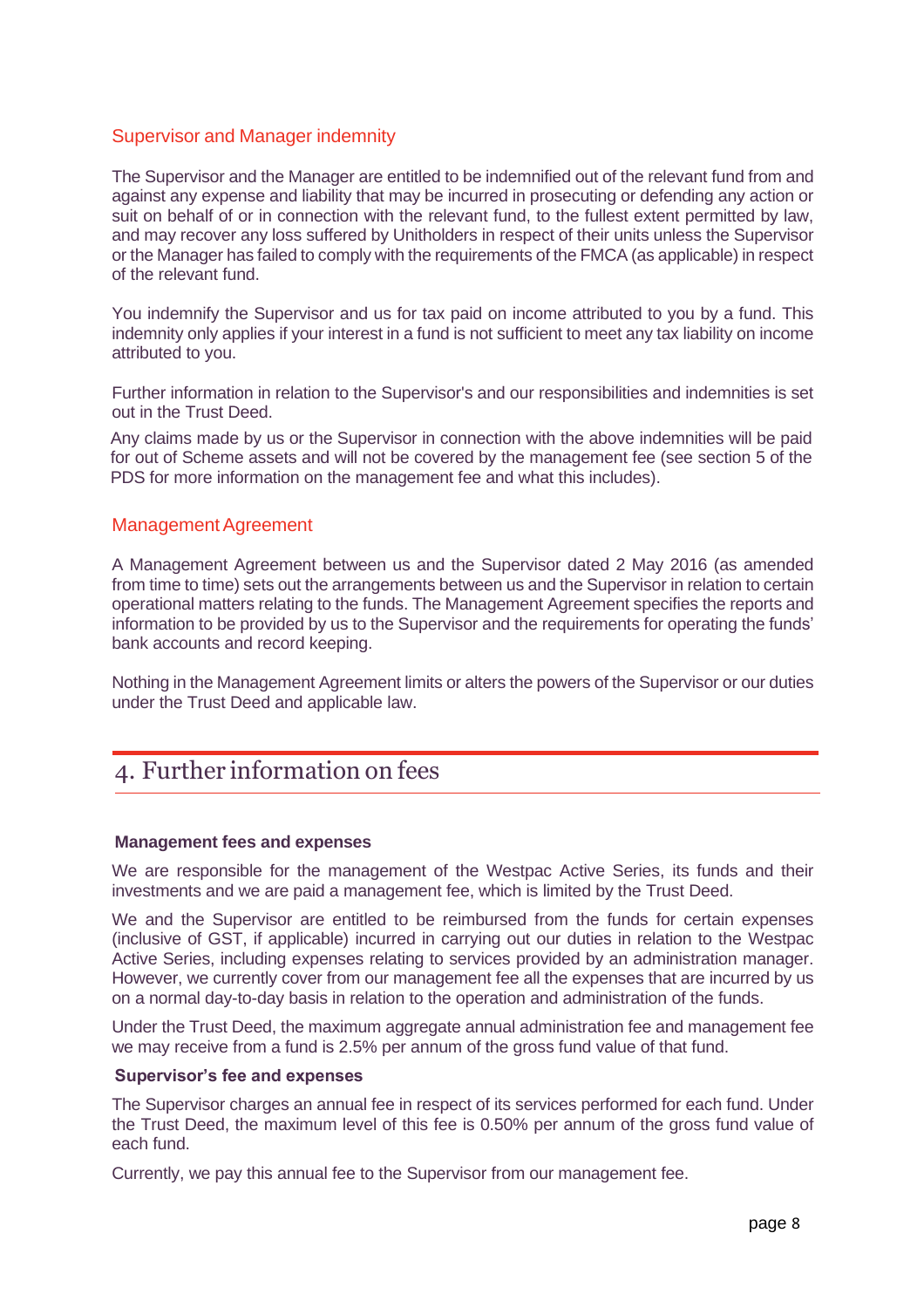### Supervisor and Manager indemnity

The Supervisor and the Manager are entitled to be indemnified out of the relevant fund from and against any expense and liability that may be incurred in prosecuting or defending any action or suit on behalf of or in connection with the relevant fund, to the fullest extent permitted by law, and may recover any loss suffered by Unitholders in respect of their units unless the Supervisor or the Manager has failed to comply with the requirements of the FMCA (as applicable) in respect of the relevant fund.

You indemnify the Supervisor and us for tax paid on income attributed to you by a fund. This indemnity only applies if your interest in a fund is not sufficient to meet any tax liability on income attributed to you.

Further information in relation to the Supervisor's and our responsibilities and indemnities is set out in the Trust Deed.

Any claims made by us or the Supervisor in connection with the above indemnities will be paid for out of Scheme assets and will not be covered by the management fee (see section 5 of the PDS for more information on the management fee and what this includes).

### Management Agreement

A Management Agreement between us and the Supervisor dated 2 May 2016 (as amended from time to time) sets out the arrangements between us and the Supervisor in relation to certain operational matters relating to the funds. The Management Agreement specifies the reports and information to be provided by us to the Supervisor and the requirements for operating the funds' bank accounts and record keeping.

Nothing in the Management Agreement limits or alters the powers of the Supervisor or our duties under the Trust Deed and applicable law.

## 4. Further information on fees

**Management fees and expenses**

We are responsible for the management of the Westpac Active Series, its funds and their investments and we are paid a management fee, which is limited by the Trust Deed.

We and the Supervisor are entitled to be reimbursed from the funds for certain expenses (inclusive of GST, if applicable) incurred in carrying out our duties in relation to the Westpac Active Series, including expenses relating to services provided by an administration manager. However, we currently cover from our management fee all the expenses that are incurred by us on a normal day-to-day basis in relation to the operation and administration of the funds.

Under the Trust Deed, the maximum aggregate annual administration fee and management fee we may receive from a fund is 2.5% per annum of the gross fund value of that fund.

**Supervisor's fee and expenses**

The Supervisor charges an annual fee in respect of its services performed for each fund. Under the Trust Deed, the maximum level of this fee is 0.50% per annum of the gross fund value of each fund.

Currently, we pay this annual fee to the Supervisor from our management fee.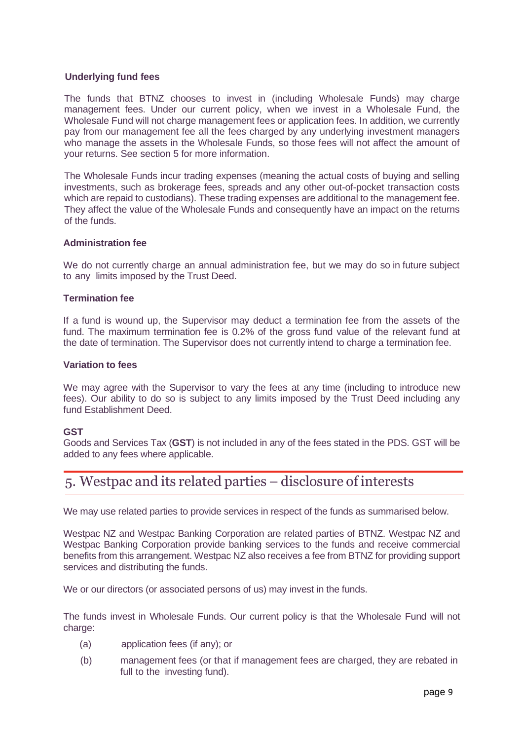### Underlying fund fees

The funds that BTNZ chooses to invest in (including Wholesale Funds) may charge management fees. Under our current policy, when we invest in a Wholesale Fund, the Wholesale Fund will not charge management fees or application fees. In addition, we currently pay from our management fee all the fees charged by any underlying investment managers who manage the assets in the Wholesale Funds, so those fees will not affect the amount of your returns. See section 5 for more information.

The Wholesale Funds incur trading expenses (meaning the actual costs of buying and selling investments, such as brokerage fees, spreads and any other out-of-pocket transaction costs which are repaid to custodians). These trading expenses are additional to the management fee. They affect the value of the Wholesale Funds and consequently have an impact on the returns of the funds.

### Administration fee

We do not currently charge an annual administration fee, but we may do so in future subject to any limits imposed by the Trust Deed.

### Termination fee

If a fund is wound up, the Supervisor may deduct a termination fee from the assets of the fund. The maximum termination fee is 0.2% of the gross fund value of the relevant fund at the date of termination. The Supervisor does not currently intend to charge a termination fee.

### Variation to fees

We may agree with the Supervisor to vary the fees at any time (including to introduce new fees). Our ability to do so is subject to any limits imposed by the Trust Deed including any fund Establishment Deed.

### GST

Goods and Services Tax (**GST**) is not included in any of the fees stated in the PDS. GST will be added to any fees where applicable.

## 5. Westpac and its related parties – disclosure of interests

We may use related parties to provide services in respect of the funds as summarised below.

Westpac NZ and Westpac Banking Corporation are related parties of BTNZ. Westpac NZ and Westpac Banking Corporation provide banking services to the funds and receive commercial benefits from this arrangement. Westpac NZ also receives a fee from BTNZ for providing support services and distributing the funds.

We or our directors (or associated persons of us) may invest in the funds.

The funds invest in Wholesale Funds. Our current policy is that the Wholesale Fund will not charge:

(a) application fees (if any); or

(b) management fees (or that if management fees are charged, they are rebated in full to the investing fund).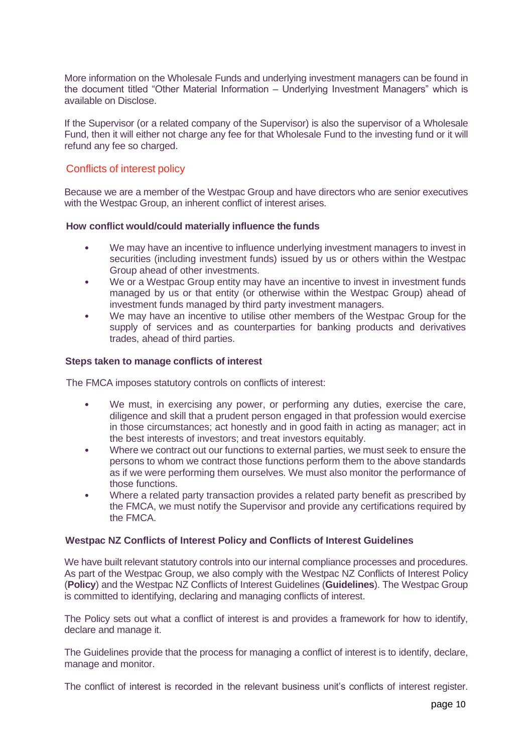More information on the Wholesale Funds and underlying investment managers can be found in the document titled "Other Material Information – Underlying Investment Managers" which is available on Disclose.

If the Supervisor (or a related company of the Supervisor) is also the supervisor of a Wholesale Fund, then it will either not charge any fee for that Wholesale Fund to the investing fund or it will refund any fee so charged.

## Conflicts of interest policy

Because we are a member of the Westpac Group and have directors who are senior executives with the Westpac Group, an inherent conflict of interest arises.

### How conflict would/could materially influence the funds

- We may have an incentive to influence underlying investment managers to invest in securities (including investment funds) issued by us or others within the Westpac Group ahead of other investments.
- We or a Westpac Group entity may have an incentive to invest in investment funds managed by us or that entity (or otherwise within the Westpac Group) ahead of investment funds managed by third party investment managers.
- We may have an incentive to utilise other members of the Westpac Group for the supply of services and as counterparties for banking products and derivatives trades, ahead of third parties.

### Steps taken to manage conflicts of interest

The FMCA imposes statutory controls on conflicts of interest:

- We must, in exercising any power, or performing any duties, exercise the care, diligence and skill that a prudent person engaged in that profession would exercise in those circumstances; act honestly and in good faith in acting as manager; act in the best interests of investors; and treat investors equitably.
- Where we contract out our functions to external parties, we must seek to ensure the persons to whom we contract those functions perform them to the above standards as if we were performing them ourselves. We must also monitor the performance of those functions.
- Where a related party transaction provides a related party benefit as prescribed by the FMCA, we must notify the Supervisor and provide any certifications required by the FMCA.

### Westpac NZ Conflicts of Interest Policy and Conflicts of Interest Guidelines

We have built relevant statutory controls into our internal compliance processes and procedures. As part of the Westpac Group, we also comply with the Westpac NZ Conflicts of Interest Policy (**Policy**) and the Westpac NZ Conflicts of Interest Guidelines (**Guidelines**). The Westpac Group is committed to identifying, declaring and managing conflicts of interest.

The Policy sets out what a conflict of interest is and provides a framework for how to identify, declare and manage it.

The Guidelines provide that the process for managing a conflict of interest is to identify, declare, manage and monitor.

The conflict of interest is recorded in the relevant business unit's conflicts of interest register.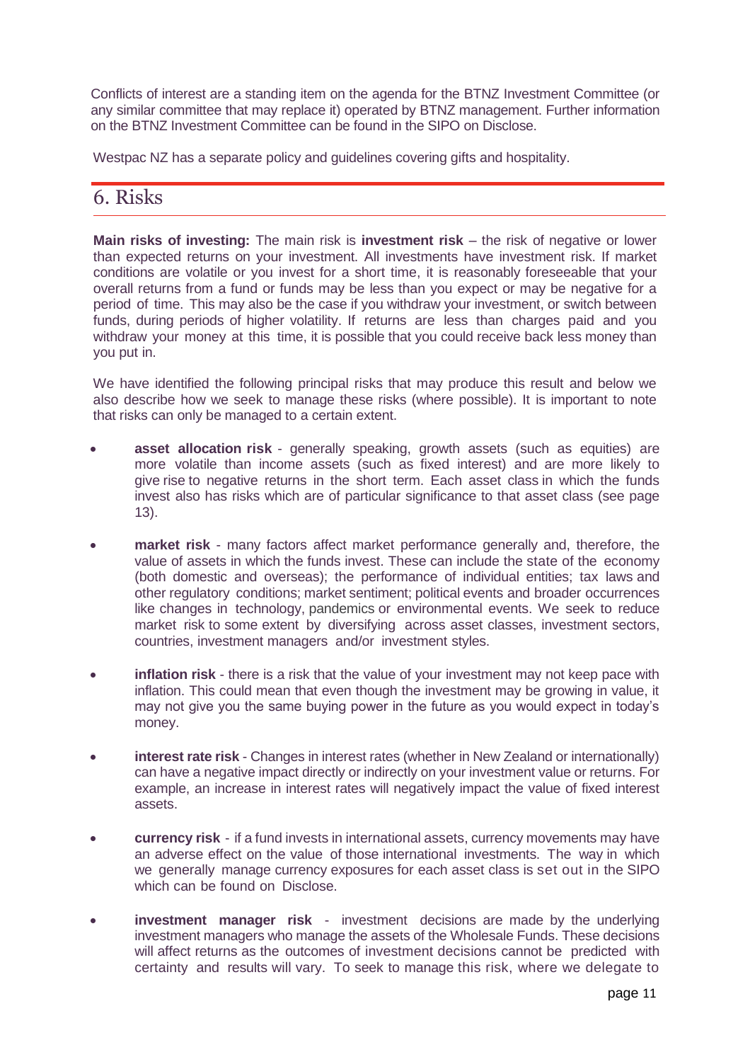Conflicts of interest are a standing item on the agenda for the BTNZ Investment Committee (or any similar committee that may replace it) operated by BTNZ management. Further information on the BTNZ Investment Committee can be found in the SIPO on Disclose.

Westpac NZ has a separate policy and guidelines covering gifts and hospitality.

## 6. Risks

**Main risks of investing:** The main risk is **investment risk** – the risk of negative or lower than expected returns on your investment. All investments have investment risk. If market conditions are volatile or you invest for a short time, it is reasonably foreseeable that your overall returns from a fund or funds may be less than you expect or may be negative for a period of time. This may also be the case if you withdraw your investment, or switch between funds, during periods of higher volatility. If returns are less than charges paid and you withdraw your money at this time, it is possible that you could receive back less money than you put in.

We have identified the following principal risks that may produce this result and below we also describe how we seek to manage these risks (where possible). It is important to note that risks can only be managed to a certain extent.

- **asset allocation risk** - generally speaking, growth assets (such as equities) are more volatile than income assets (such as fixed interest) and are more likely to give rise to negative returns in the short term. Each asset class in which the funds invest also has risks which are of particular significance to that asset class (see page 13).
- **market risk** - many factors affect market performance generally and, therefore, the value of assets in which the funds invest. These can include the state of the economy (both domestic and overseas); the performance of individual entities; tax laws and other regulatory conditions; market sentiment; political events and broader occurrences like changes in technology, pandemics or environmental events. We seek to reduce market risk to some extent by diversifying across asset classes, investment sectors, countries, investment managers and/or investment styles.
- **inflation risk** - there is a risk that the value of your investment may not keep pace with inflation. This could mean that even though the investment may be growing in value, it may not give you the same buying power in the future as you would expect in today's money.
- **interest rate risk** - Changes in interest rates (whether in New Zealand or internationally) can have a negative impact directly or indirectly on your investment value or returns. For example, an increase in interest rates will negatively impact the value of fixed interest assets.
- **currency risk** - if a fund invests in international assets, currency movements may have an adverse effect on the value of those international investments. The way in which we generally manage currency exposures for each asset class is set out in the SIPO which can be found on Disclose.
- **investment manager risk** - investment decisions are made by the underlying investment managers who manage the assets of the Wholesale Funds. These decisions will affect returns as the outcomes of investment decisions cannot be predicted with certainty and results will vary. To seek to manage this risk, where we delegate to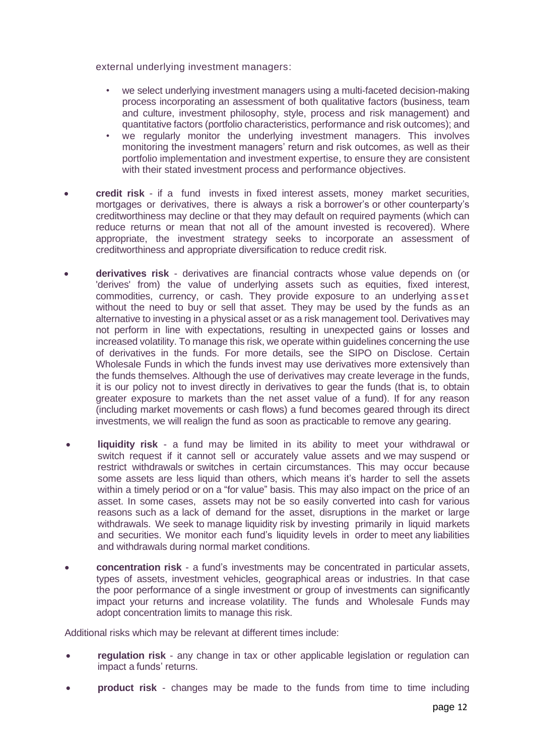external underlying investment managers:

- we select underlying investment managers using a multi-faceted decision-making process incorporating an assessment of both qualitative factors (business, team and culture, investment philosophy, style, process and risk management) and quantitative factors (portfolio characteristics, performance and risk outcomes); and
- we regularly monitor the underlying investment managers. This involves monitoring the investment managers' return and risk outcomes, as well as their portfolio implementation and investment expertise, to ensure they are consistent with their stated investment process and performance objectives.

- **credit risk** - if a fund invests in fixed interest assets, money market securities, mortgages or derivatives, there is always a risk a borrower's or other counterparty's creditworthiness may decline or that they may default on required payments (which can reduce returns or mean that not all of the amount invested is recovered). Where appropriate, the investment strategy seeks to incorporate an assessment of creditworthiness and appropriate diversification to reduce credit risk.

- **derivatives risk** - derivatives are financial contracts whose value depends on (or 'derives' from) the value of underlying assets such as equities, fixed interest, commodities, currency, or cash. They provide exposure to an underlying asset without the need to buy or sell that asset. They may be used by the funds as an alternative to investing in a physical asset or as a risk management tool. Derivatives may not perform in line with expectations, resulting in unexpected gains or losses and increased volatility. To manage this risk, we operate within guidelines concerning the use of derivatives in the funds. For more details, see the SIPO on Disclose. Certain Wholesale Funds in which the funds invest may use derivatives more extensively than the funds themselves. Although the use of derivatives may create leverage in the funds, it is our policy not to invest directly in derivatives to gear the funds (that is, to obtain greater exposure to markets than the net asset value of a fund). If for any reason (including market movements or cash flows) a fund becomes geared through its direct investments, we will realign the fund as soon as practicable to remove any gearing.

- **liquidity risk** - a fund may be limited in its ability to meet your withdrawal or switch request if it cannot sell or accurately value assets and we may suspend or restrict withdrawals or switches in certain circumstances. This may occur because some assets are less liquid than others, which means it's harder to sell the assets within a timely period or on a "for value" basis. This may also impact on the price of an asset. In some cases, assets may not be so easily converted into cash for various reasons such as a lack of demand for the asset, disruptions in the market or large withdrawals. We seek to manage liquidity risk by investing primarily in liquid markets and securities. We monitor each fund's liquidity levels in order to meet any liabilities and withdrawals during normal market conditions.

- **concentration risk** - a fund's investments may be concentrated in particular assets, types of assets, investment vehicles, geographical areas or industries. In that case the poor performance of a single investment or group of investments can significantly impact your returns and increase volatility. The funds and Wholesale Funds may adopt concentration limits to manage this risk.

Additional risks which may be relevant at different times include:

- **regulation risk** - any change in tax or other applicable legislation or regulation can impact a funds' returns.

- **product risk** - changes may be made to the funds from time to time including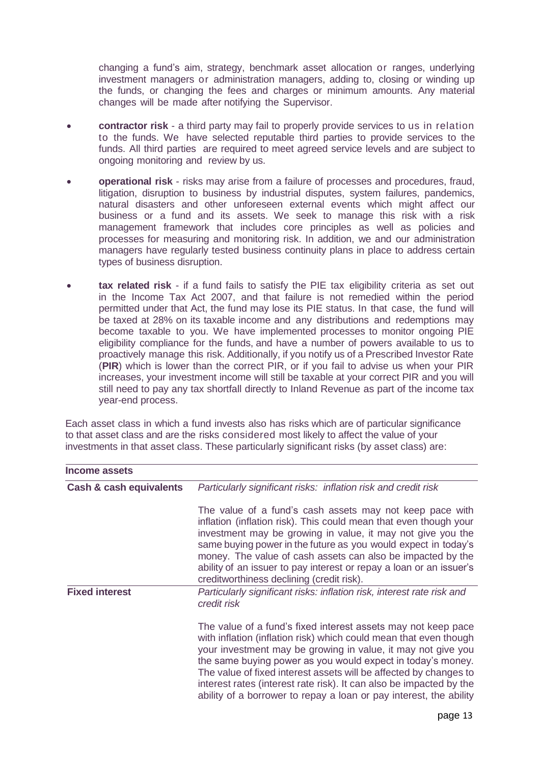changing a fund's aim, strategy, benchmark asset allocation or ranges, underlying investment managers or administration managers, adding to, closing or winding up the funds, or changing the fees and charges or minimum amounts. Any material changes will be made after notifying the Supervisor.

- **contractor risk** - a third party may fail to properly provide services to us in relation to the funds. We have selected reputable third parties to provide services to the funds. All third parties are required to meet agreed service levels and are subject to ongoing monitoring and review by us.
- **operational risk** - risks may arise from a failure of processes and procedures, fraud, litigation, disruption to business by industrial disputes, system failures, pandemics, natural disasters and other unforeseen external events which might affect our business or a fund and its assets. We seek to manage this risk with a risk management framework that includes core principles as well as policies and processes for measuring and monitoring risk. In addition, we and our administration managers have regularly tested business continuity plans in place to address certain types of business disruption.
- **tax related risk** - if a fund fails to satisfy the PIE tax eligibility criteria as set out in the Income Tax Act 2007, and that failure is not remedied within the period permitted under that Act, the fund may lose its PIE status. In that case, the fund will be taxed at 28% on its taxable income and any distributions and redemptions may become taxable to you. We have implemented processes to monitor ongoing PIE eligibility compliance for the funds, and have a number of powers available to us to proactively manage this risk. Additionally, if you notify us of a Prescribed Investor Rate (**PIR**) which is lower than the correct PIR, or if you fail to advise us when your PIR increases, your investment income will still be taxable at your correct PIR and you will still need to pay any tax shortfall directly to Inland Revenue as part of the income tax year-end process.

Each asset class in which a fund invests also has risks which are of particular significance to that asset class and are the risks considered most likely to affect the value of your investments in that asset class. These particularly significant risks (by asset class) are:

| **Income assets** | |
|---|---|
| **Cash & cash equivalents** | *Particularly significant risks: inflation risk and credit risk*<br><br>The value of a fund's cash assets may not keep pace with inflation (inflation risk). This could mean that even though your investment may be growing in value, it may not give you the same buying power in the future as you would expect in today's money. The value of cash assets can also be impacted by the ability of an issuer to pay interest or repay a loan or an issuer's creditworthiness declining (credit risk). |
| **Fixed interest** | *Particularly significant risks: inflation risk, interest rate risk and credit risk*<br><br>The value of a fund's fixed interest assets may not keep pace with inflation (inflation risk) which could mean that even though your investment may be growing in value, it may not give you the same buying power as you would expect in today's money. The value of fixed interest assets will be affected by changes to interest rates (interest rate risk). It can also be impacted by the ability of a borrower to repay a loan or pay interest, the ability |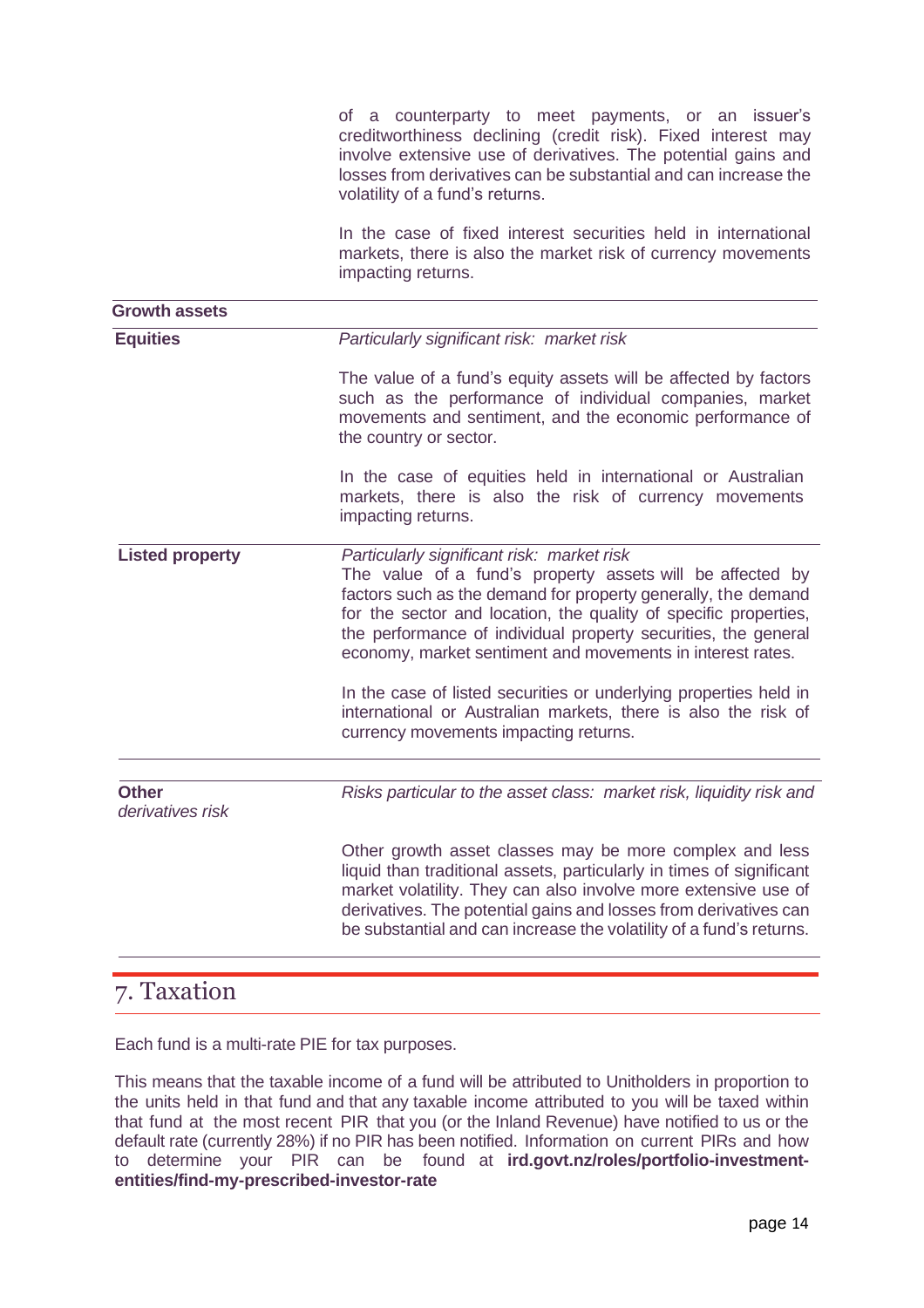| | |
|---|---|
| | of a counterparty to meet payments, or an issuer's creditworthiness declining (credit risk). Fixed interest may involve extensive use of derivatives. The potential gains and losses from derivatives can be substantial and can increase the volatility of a fund's returns.<br><br>In the case of fixed interest securities held in international markets, there is also the market risk of currency movements impacting returns. |
| **Growth assets** | |
| **Equities** | *Particularly significant risk: market risk*<br><br>The value of a fund's equity assets will be affected by factors such as the performance of individual companies, market movements and sentiment, and the economic performance of the country or sector.<br><br>In the case of equities held in international or Australian markets, there is also the risk of currency movements impacting returns. |
| **Listed property** | *Particularly significant risk: market risk*<br>The value of a fund's property assets will be affected by factors such as the demand for property generally, the demand for the sector and location, the quality of specific properties, the performance of individual property securities, the general economy, market sentiment and movements in interest rates.<br><br>In the case of listed securities or underlying properties held in international or Australian markets, there is also the risk of currency movements impacting returns. |
| **Other**<br>*derivatives risk* | *Risks particular to the asset class: market risk, liquidity risk and*<br><br>Other growth asset classes may be more complex and less liquid than traditional assets, particularly in times of significant market volatility. They can also involve more extensive use of derivatives. The potential gains and losses from derivatives can be substantial and can increase the volatility of a fund's returns. |

# 7. Taxation

Each fund is a multi-rate PIE for tax purposes.

This means that the taxable income of a fund will be attributed to Unitholders in proportion to the units held in that fund and that any taxable income attributed to you will be taxed within that fund at the most recent PIR that you (or the Inland Revenue) have notified to us or the default rate (currently 28%) if no PIR has been notified. Information on current PIRs and how to determine your PIR can be found at **ird.govt.nz/roles/portfolio-investment-entities/find-my-prescribed-investor-rate**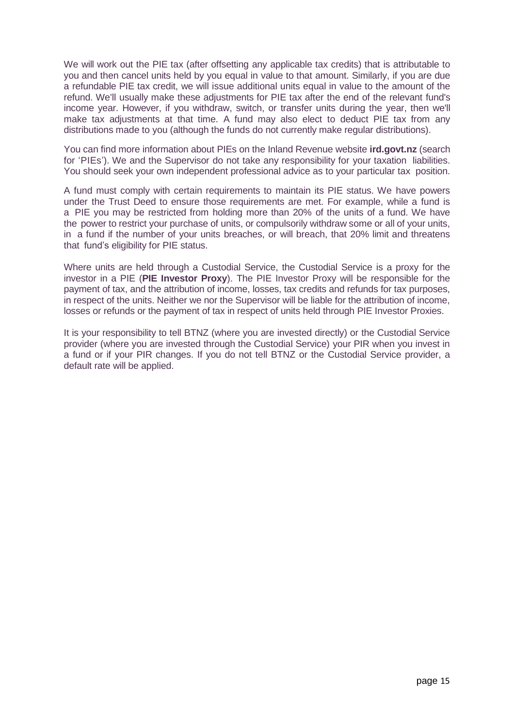We will work out the PIE tax (after offsetting any applicable tax credits) that is attributable to you and then cancel units held by you equal in value to that amount. Similarly, if you are due a refundable PIE tax credit, we will issue additional units equal in value to the amount of the refund. We'll usually make these adjustments for PIE tax after the end of the relevant fund's income year. However, if you withdraw, switch, or transfer units during the year, then we'll make tax adjustments at that time. A fund may also elect to deduct PIE tax from any distributions made to you (although the funds do not currently make regular distributions).

You can find more information about PIEs on the Inland Revenue website **ird.govt.nz** (search for 'PIEs'). We and the Supervisor do not take any responsibility for your taxation liabilities. You should seek your own independent professional advice as to your particular tax position.

A fund must comply with certain requirements to maintain its PIE status. We have powers under the Trust Deed to ensure those requirements are met. For example, while a fund is a PIE you may be restricted from holding more than 20% of the units of a fund. We have the power to restrict your purchase of units, or compulsorily withdraw some or all of your units, in a fund if the number of your units breaches, or will breach, that 20% limit and threatens that fund's eligibility for PIE status.

Where units are held through a Custodial Service, the Custodial Service is a proxy for the investor in a PIE (**PIE Investor Proxy**). The PIE Investor Proxy will be responsible for the payment of tax, and the attribution of income, losses, tax credits and refunds for tax purposes, in respect of the units. Neither we nor the Supervisor will be liable for the attribution of income, losses or refunds or the payment of tax in respect of units held through PIE Investor Proxies.

It is your responsibility to tell BTNZ (where you are invested directly) or the Custodial Service provider (where you are invested through the Custodial Service) your PIR when you invest in a fund or if your PIR changes. If you do not tell BTNZ or the Custodial Service provider, a default rate will be applied.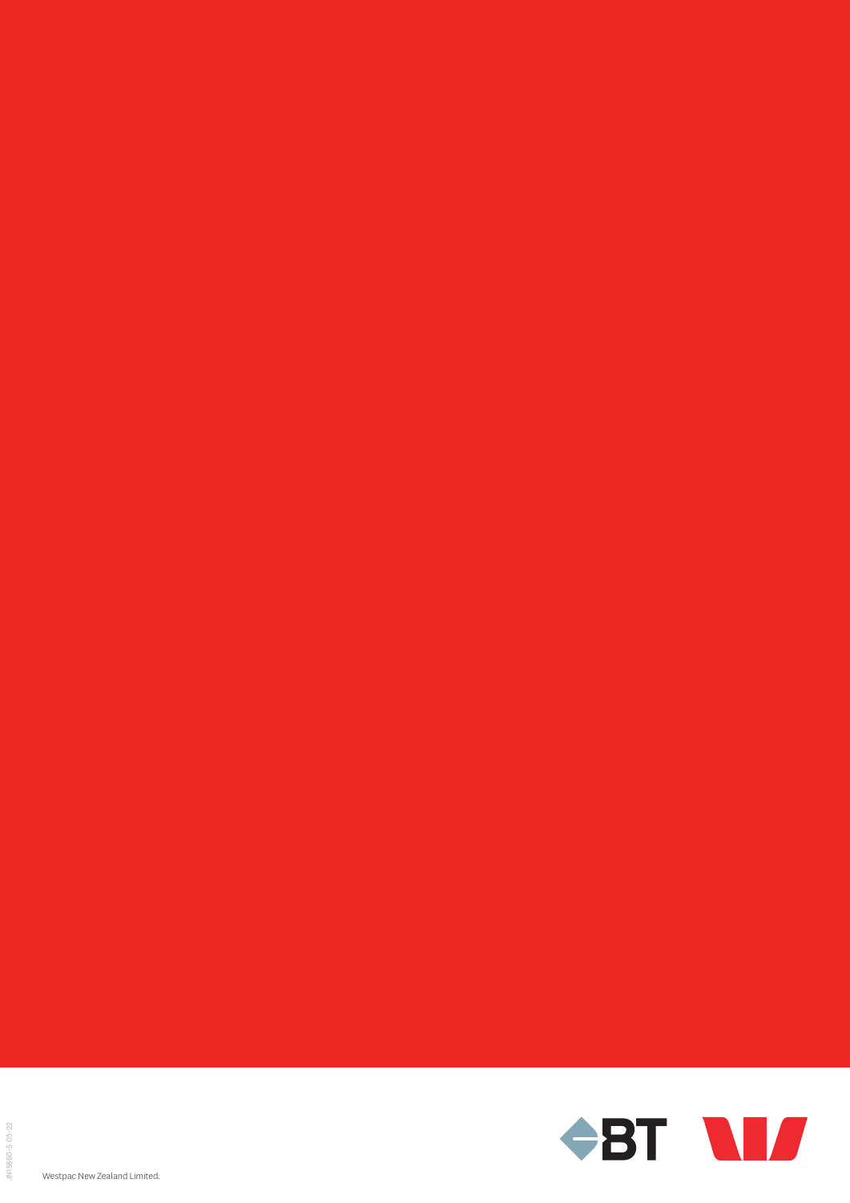JN15860-5 05-22

Westpac New Zealand Limited.